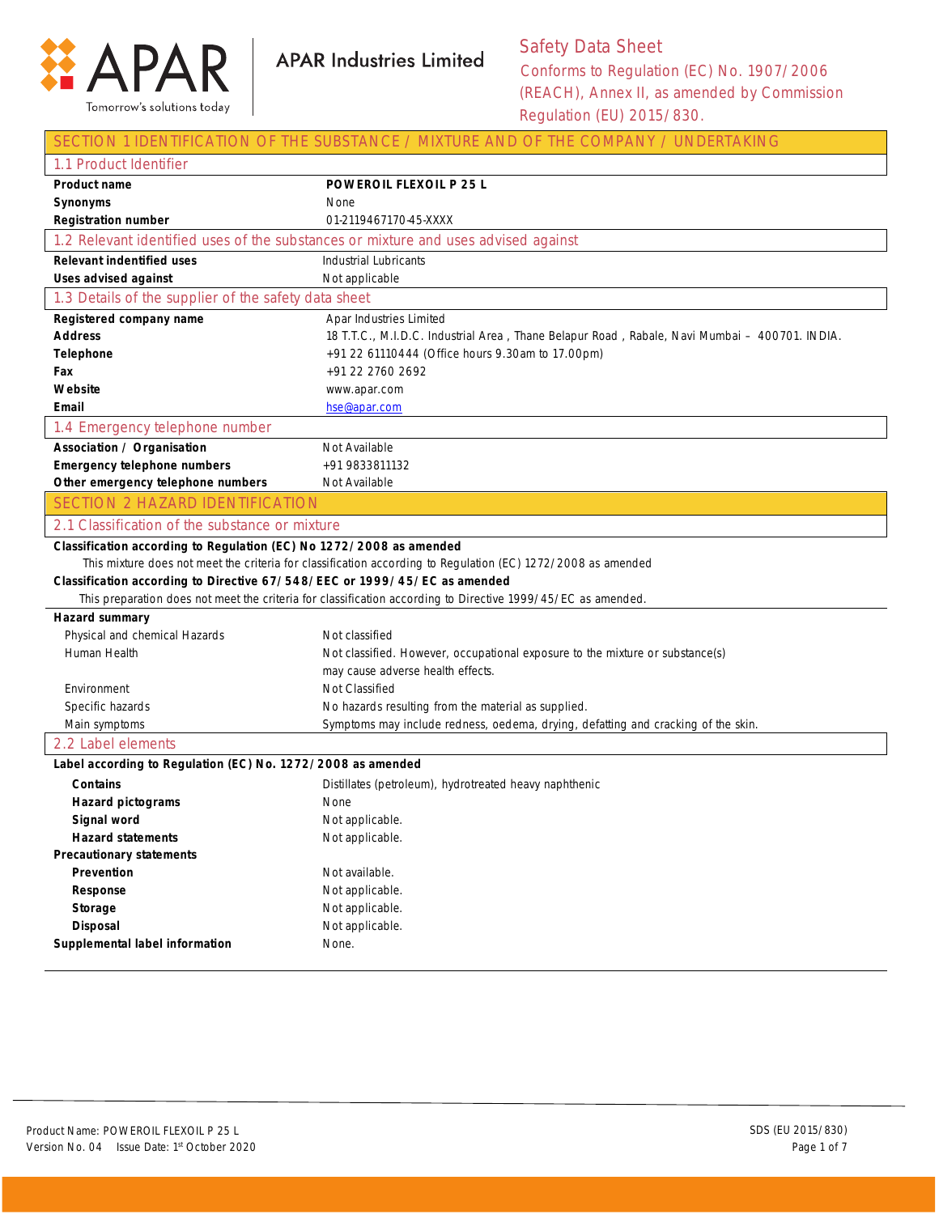APAR Industries Limited

# Safety Data Sheet

Conforms to Regulation (EC) No. 1907/2006 (REACH), Annex II, as amended by Commission Regulation (EU) 2015/830.

## SECTION 1 IDENTIFICATION OF THE SUBSTANCE / MIXTURE AND OF THE COMPANY / UNDERTAKING

### 1.1 Product Identifier

| | |
|---|---|
| **Product name** | **POWEROIL FLEXOIL P 25 L** |
| **Synonyms** | None |
| **Registration number** | 01-2119467170-45-XXXX |

### 1.2 Relevant identified uses of the substances or mixture and uses advised against

| | |
|---|---|
| **Relevant indentified uses** | Industrial Lubricants |
| **Uses advised against** | Not applicable |

### 1.3 Details of the supplier of the safety data sheet

| | |
|---|---|
| **Registered company name** | Apar Industries Limited |
| **Address** | 18 T.T.C., M.I.D.C. Industrial Area , Thane Belapur Road , Rabale, Navi Mumbai – 400701. INDIA. |
| **Telephone** | +91 22 61110444 (Office hours 9.30am to 17.00pm) |
| **Fax** | +91 22 2760 2692 |
| **Website** | www.apar.com |
| **Email** | hse@apar.com |

### 1.4 Emergency telephone number

| | |
|---|---|
| **Association / Organisation** | Not Available |
| **Emergency telephone numbers** | +91 9833811132 |
| **Other emergency telephone numbers** | Not Available |

## SECTION 2 HAZARD IDENTIFICATION

### 2.1 Classification of the substance or mixture

**Classification according to Regulation (EC) No 1272/2008 as amended**

This mixture does not meet the criteria for classification according to Regulation (EC) 1272/2008 as amended

**Classification according to Directive 67/548/EEC or 1999/45/EC as amended**

This preparation does not meet the criteria for classification according to Directive 1999/45/EC as amended.

**Hazard summary**

| | |
|---|---|
| Physical and chemical Hazards | Not classified |
| Human Health | Not classified. However, occupational exposure to the mixture or substance(s) may cause adverse health effects. |
| Environment | Not Classified |
| Specific hazards | No hazards resulting from the material as supplied. |
| Main symptoms | Symptoms may include redness, oedema, drying, defatting and cracking of the skin. |

### 2.2 Label elements

**Label according to Regulation (EC) No. 1272/2008 as amended**

| | |
|---|---|
| **Contains** | Distillates (petroleum), hydrotreated heavy naphthenic |
| **Hazard pictograms** | None |
| **Signal word** | Not applicable. |
| **Hazard statements** | Not applicable. |
| **Precautionary statements** | |
| **Prevention** | Not available. |
| **Response** | Not applicable. |
| **Storage** | Not applicable. |
| **Disposal** | Not applicable. |
| **Supplemental label information** | None. |

Product Name: POWEROIL FLEXOIL P 25 L
Version No. 04 Issue Date: 1st October 2020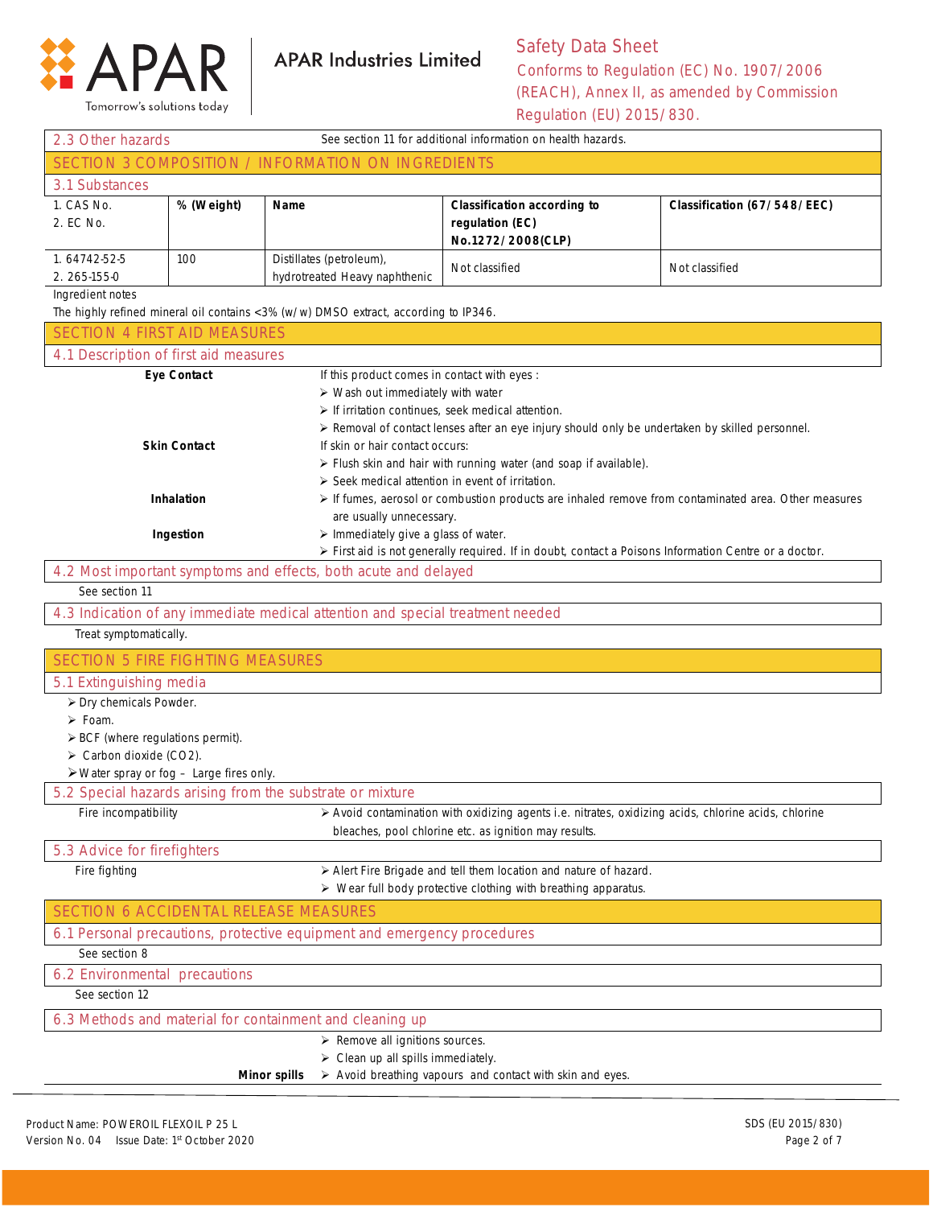## 2.3 Other hazards

See section 11 for additional information on health hazards.

## SECTION 3 COMPOSITION / INFORMATION ON INGREDIENTS

### 3.1 Substances

| 1. CAS No. 2. EC No. | % (Weight) | Name | Classification according to regulation (EC) No.1272/2008(CLP) | Classification (67/548/EEC) |
|---|---|---|---|---|
| 1. 64742-52-5 2. 265-155-0 | 100 | Distillates (petroleum), hydrotreated Heavy naphthenic | Not classified | Not classified |

Ingredient notes

The highly refined mineral oil contains <3% (w/w) DMSO extract, according to IP346.

## SECTION 4 FIRST AID MEASURES

### 4.1 Description of first aid measures

**Eye Contact**

If this product comes in contact with eyes :

- Wash out immediately with water
- If irritation continues, seek medical attention.
- Removal of contact lenses after an eye injury should only be undertaken by skilled personnel.

**Skin Contact**

If skin or hair contact occurs:

- Flush skin and hair with running water (and soap if available).
- Seek medical attention in event of irritation.

**Inhalation**

- If fumes, aerosol or combustion products are inhaled remove from contaminated area. Other measures are usually unnecessary.

**Ingestion**

- Immediately give a glass of water.
- First aid is not generally required. If in doubt, contact a Poisons Information Centre or a doctor.

### 4.2 Most important symptoms and effects, both acute and delayed

See section 11

### 4.3 Indication of any immediate medical attention and special treatment needed

Treat symptomatically.

## SECTION 5 FIRE FIGHTING MEASURES

### 5.1 Extinguishing media

- Dry chemicals Powder.
- Foam.
- BCF (where regulations permit).
- Carbon dioxide ($CO_2$).
- Water spray or fog – Large fires only.

### 5.2 Special hazards arising from the substrate or mixture

Fire incompatibility

- Avoid contamination with oxidizing agents i.e. nitrates, oxidizing acids, chlorine acids, chlorine bleaches, pool chlorine etc. as ignition may results.

### 5.3 Advice for firefighters

Fire fighting

- Alert Fire Brigade and tell them location and nature of hazard.
- Wear full body protective clothing with breathing apparatus.

## SECTION 6 ACCIDENTAL RELEASE MEASURES

### 6.1 Personal precautions, protective equipment and emergency procedures

See section 8

### 6.2 Environmental precautions

See section 12

### 6.3 Methods and material for containment and cleaning up

**Minor spills**

- Remove all ignitions sources.
- Clean up all spills immediately.
- Avoid breathing vapours and contact with skin and eyes.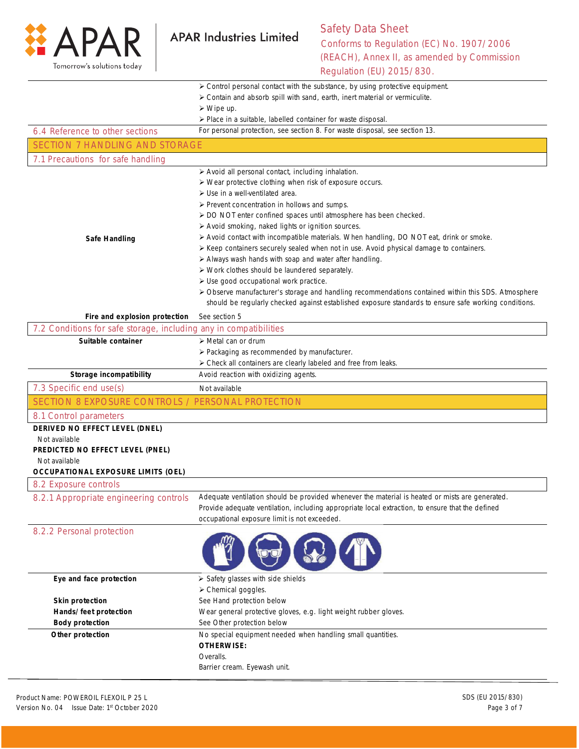- Control personal contact with the substance, by using protective equipment.
- Contain and absorb spill with sand, earth, inert material or vermiculite.
- Wipe up.
- Place in a suitable, labelled container for waste disposal.

| 6.4 Reference to other sections | For personal protection, see section 8. For waste disposal, see section 13. |
|---|---|

## SECTION 7 HANDLING AND STORAGE

### 7.1 Precautions for safe handling

**Safe Handling**

- Avoid all personal contact, including inhalation.
- Wear protective clothing when risk of exposure occurs.
- Use in a well-ventilated area.
- Prevent concentration in hollows and sumps.
- DO NOT enter confined spaces until atmosphere has been checked.
- Avoid smoking, naked lights or ignition sources.
- Avoid contact with incompatible materials. When handling, DO NOT eat, drink or smoke.
- Keep containers securely sealed when not in use. Avoid physical damage to containers.
- Always wash hands with soap and water after handling.
- Work clothes should be laundered separately.
- Use good occupational work practice.
- Observe manufacturer's storage and handling recommendations contained within this SDS. Atmosphere should be regularly checked against established exposure standards to ensure safe working conditions.

**Fire and explosion protection** See section 5

### 7.2 Conditions for safe storage, including any incompatibilities

**Suitable container**

- Metal can or drum
- Packaging as recommended by manufacturer.
- Check all containers are clearly labeled and free from leaks.

**Storage incompatibility** Avoid reaction with oxidizing agents.

| 7.3 Specific end use(s) | Not available |
|---|---|

## SECTION 8 EXPOSURE CONTROLS / PERSONAL PROTECTION

### 8.1 Control parameters

**DERIVED NO EFFECT LEVEL (DNEL)**

Not available

**PREDICTED NO EFFECT LEVEL (PNEL)**

Not available

**OCCUPATIONAL EXPOSURE LIMITS (OEL)**

### 8.2 Exposure controls

**8.2.1 Appropriate engineering controls**

Adequate ventilation should be provided whenever the material is heated or mists are generated. Provide adequate ventilation, including appropriate local extraction, to ensure that the defined occupational exposure limit is not exceeded.

**8.2.2 Personal protection**

| | |
|---|---|
| **Eye and face protection** | Safety glasses with side shields<br>Chemical goggles. |
| **Skin protection** | See Hand protection below |
| **Hands/ feet protection** | Wear general protective gloves, e.g. light weight rubber gloves. |
| **Body protection** | See Other protection below |
| **Other protection** | No special equipment needed when handling small quantities.<br>**OTHERWISE:**<br>Overalls.<br>Barrier cream. Eyewash unit. |

Product Name: POWEROIL FLEXOIL P 25 L
Version No. 04 Issue Date: 1st October 2020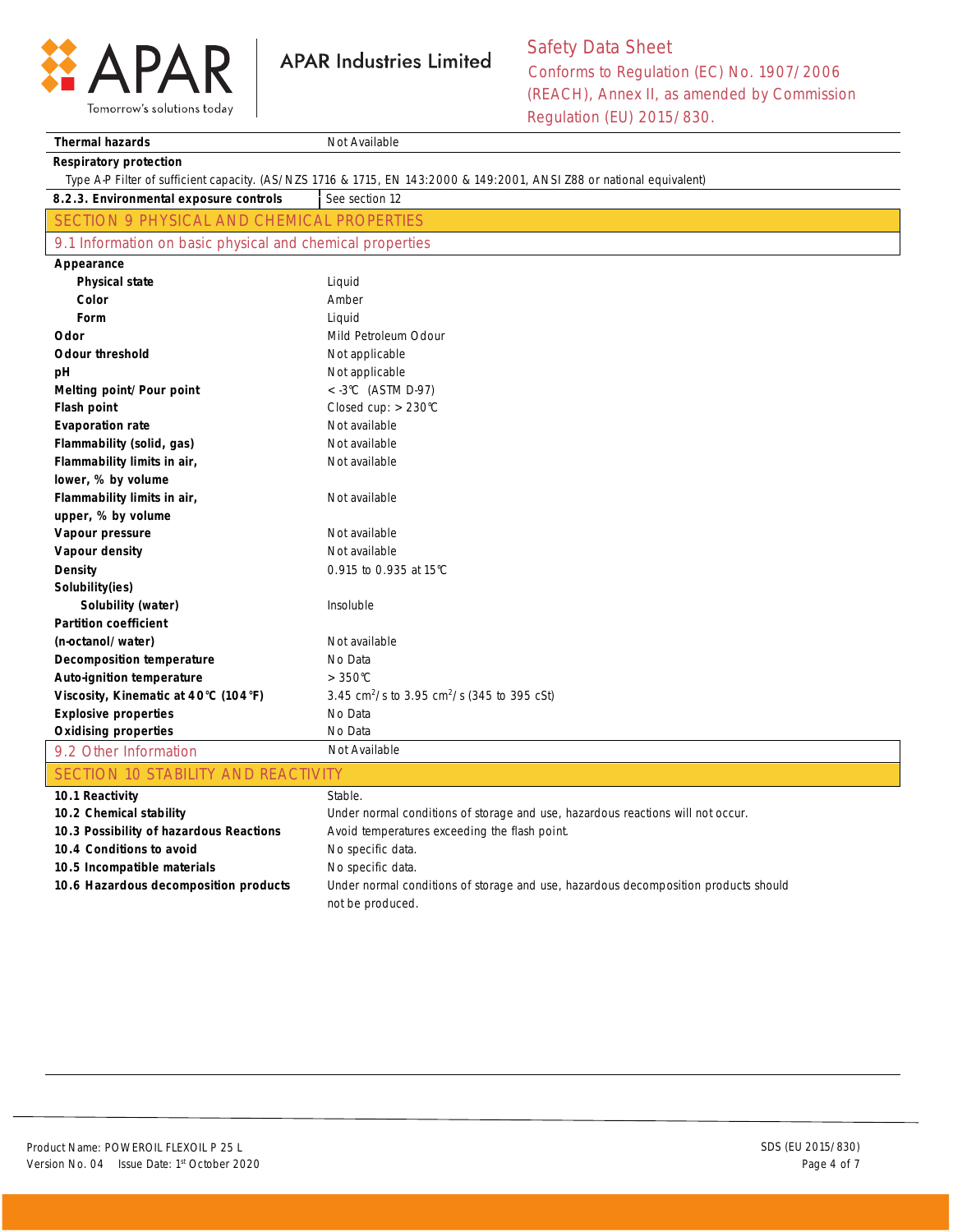| | |
|---|---|
| **Thermal hazards** | Not Available |

**Respiratory protection**

Type A-P Filter of sufficient capacity. (AS/NZS 1716 & 1715, EN 143:2000 & 149:2001, ANSI Z88 or national equivalent)

| | |
|---|---|
| **8.2.3. Environmental exposure controls** | See section 12 |

## SECTION 9 PHYSICAL AND CHEMICAL PROPERTIES

### 9.1 Information on basic physical and chemical properties

| Property | Value |
|---|---|
| **Appearance** | |
| **Physical state** | Liquid |
| **Color** | Amber |
| **Form** | Liquid |
| **Odor** | Mild Petroleum Odour |
| **Odour threshold** | Not applicable |
| **pH** | Not applicable |
| **Melting point/ Pour point** | < -3°C (ASTM D-97) |
| **Flash point** | Closed cup: > 230°C |
| **Evaporation rate** | Not available |
| **Flammability (solid, gas)** | Not available |
| **Flammability limits in air, lower, % by volume** | Not available |
| **Flammability limits in air, upper, % by volume** | Not available |
| **Vapour pressure** | Not available |
| **Vapour density** | Not available |
| **Density** | 0.915 to 0.935 at 15°C |
| **Solubility(ies)** | |
| **Solubility (water)** | Insoluble |
| **Partition coefficient (n-octanol/ water)** | Not available |
| **Decomposition temperature** | No Data |
| **Auto-ignition temperature** | > 350°C |
| **Viscosity, Kinematic at 40°C (104°F)** | 3.45 $cm^2/s$ to 3.95 $cm^2/s$ (345 to 395 cSt) |
| **Explosive properties** | No Data |
| **Oxidising properties** | No Data |

### 9.2 Other Information

Not Available

## SECTION 10 STABILITY AND REACTIVITY

| | |
|---|---|
| **10.1 Reactivity** | Stable. |
| **10.2 Chemical stability** | Under normal conditions of storage and use, hazardous reactions will not occur. |
| **10.3 Possibility of hazardous Reactions** | Avoid temperatures exceeding the flash point. |
| **10.4 Conditions to avoid** | No specific data. |
| **10.5 Incompatible materials** | No specific data. |
| **10.6 Hazardous decomposition products** | Under normal conditions of storage and use, hazardous decomposition products should not be produced. |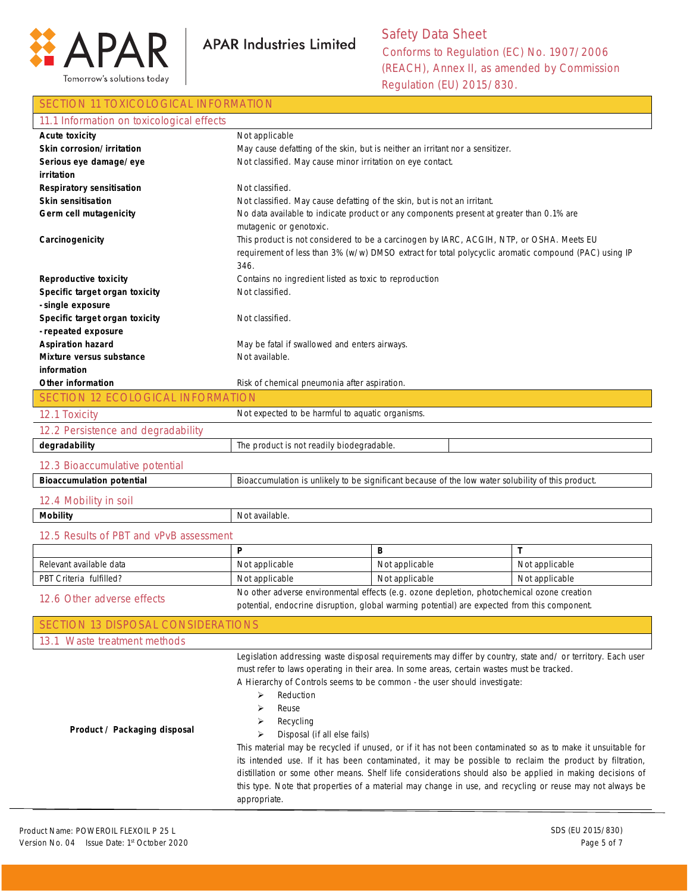## SECTION 11 TOXICOLOGICAL INFORMATION

### 11.1 Information on toxicological effects

| | |
|---|---|
| **Acute toxicity** | Not applicable |
| **Skin corrosion/irritation** | May cause defatting of the skin, but is neither an irritant nor a sensitizer. |
| **Serious eye damage/eye irritation** | Not classified. May cause minor irritation on eye contact. |
| **Respiratory sensitisation** | Not classified. |
| **Skin sensitisation** | Not classified. May cause defatting of the skin, but is not an irritant. |
| **Germ cell mutagenicity** | No data available to indicate product or any components present at greater than 0.1% are mutagenic or genotoxic. |
| **Carcinogenicity** | This product is not considered to be a carcinogen by IARC, ACGIH, NTP, or OSHA. Meets EU requirement of less than 3% (w/w) DMSO extract for total polycyclic aromatic compound (PAC) using IP 346. |
| **Reproductive toxicity** | Contains no ingredient listed as toxic to reproduction |
| **Specific target organ toxicity -single exposure** | Not classified. |
| **Specific target organ toxicity -repeated exposure** | Not classified. |
| **Aspiration hazard** | May be fatal if swallowed and enters airways. |
| **Mixture versus substance information** | Not available. |
| **Other information** | Risk of chemical pneumonia after aspiration. |

## SECTION 12 ECOLOGICAL INFORMATION

### 12.1 Toxicity

Not expected to be harmful to aquatic organisms.

### 12.2 Persistence and degradability

| | | |
|---|---|---|
| **degradability** | The product is not readily biodegradable. | |

### 12.3 Bioaccumulative potential

| | |
|---|---|
| **Bioaccumulation potential** | Bioaccumulation is unlikely to be significant because of the low water solubility of this product. |

### 12.4 Mobility in soil

| | |
|---|---|
| **Mobility** | Not available. |

### 12.5 Results of PBT and vPvB assessment

| | **P** | **B** | **T** |
|---|---|---|---|
| Relevant available data | Not applicable | Not applicable | Not applicable |
| PBT Criteria fulfilled? | Not applicable | Not applicable | Not applicable |

### 12.6 Other adverse effects

No other adverse environmental effects (e.g. ozone depletion, photochemical ozone creation potential, endocrine disruption, global warming potential) are expected from this component.

## SECTION 13 DISPOSAL CONSIDERATIONS

### 13.1 Waste treatment methods

**Product / Packaging disposal**

Legislation addressing waste disposal requirements may differ by country, state and/ or territory. Each user must refer to laws operating in their area. In some areas, certain wastes must be tracked.

A Hierarchy of Controls seems to be common - the user should investigate:

- Reduction
- Reuse
- Recycling
- Disposal (if all else fails)

This material may be recycled if unused, or if it has not been contaminated so as to make it unsuitable for its intended use. If it has been contaminated, it may be possible to reclaim the product by filtration, distillation or some other means. Shelf life considerations should also be applied in making decisions of this type. Note that properties of a material may change in use, and recycling or reuse may not always be appropriate.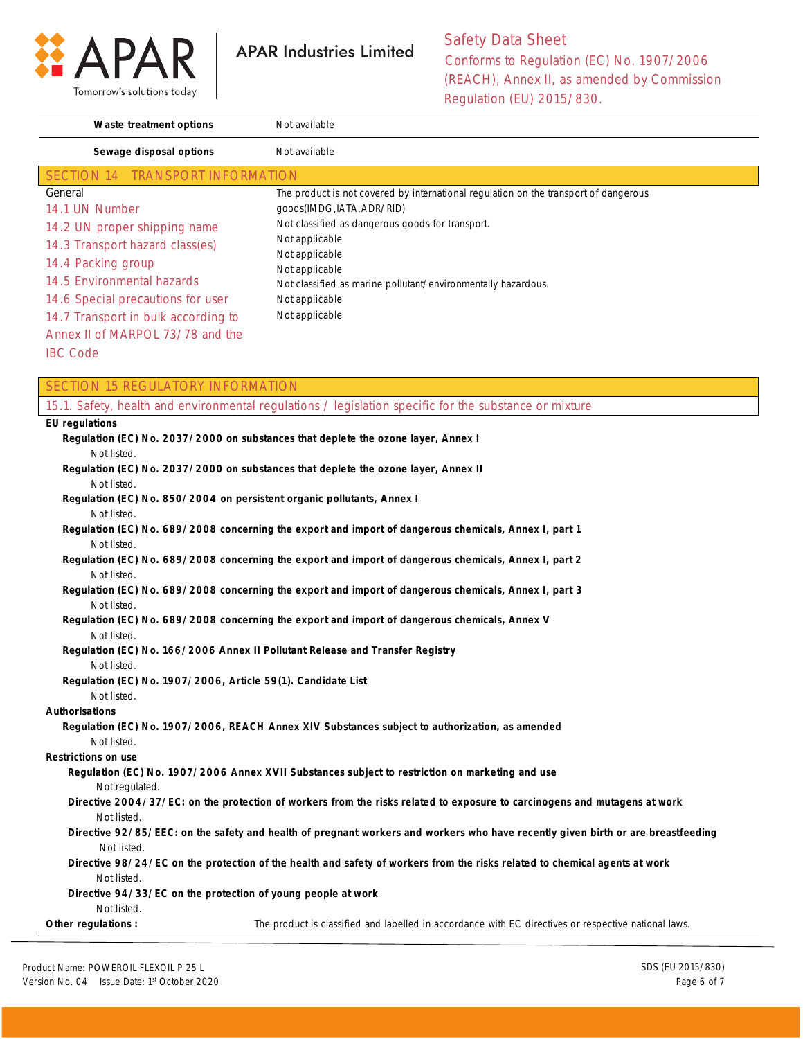| | |
|---|---|
| **Waste treatment options** | Not available |
| **Sewage disposal options** | Not available |

## SECTION 14 TRANSPORT INFORMATION

| | |
|---|---|
| General | The product is not covered by international regulation on the transport of dangerous goods(IMDG,IATA,ADR/RID) |
| 14.1 UN Number | Not classified as dangerous goods for transport. |
| 14.2 UN proper shipping name | Not applicable |
| 14.3 Transport hazard class(es) | Not applicable |
| 14.4 Packing group | Not applicable |
| 14.5 Environmental hazards | Not classified as marine pollutant/environmentally hazardous. |
| 14.6 Special precautions for user | Not applicable |
| 14.7 Transport in bulk according to Annex II of MARPOL 73/78 and the IBC Code | Not applicable |

## SECTION 15 REGULATORY INFORMATION

### 15.1. Safety, health and environmental regulations / legislation specific for the substance or mixture

**EU regulations**

**Regulation (EC) No. 2037/2000 on substances that deplete the ozone layer, Annex I**
Not listed.

**Regulation (EC) No. 2037/2000 on substances that deplete the ozone layer, Annex II**
Not listed.

**Regulation (EC) No. 850/2004 on persistent organic pollutants, Annex I**
Not listed.

**Regulation (EC) No. 689/2008 concerning the export and import of dangerous chemicals, Annex I, part 1**
Not listed.

**Regulation (EC) No. 689/2008 concerning the export and import of dangerous chemicals, Annex I, part 2**
Not listed.

**Regulation (EC) No. 689/2008 concerning the export and import of dangerous chemicals, Annex I, part 3**
Not listed.

**Regulation (EC) No. 689/2008 concerning the export and import of dangerous chemicals, Annex V**
Not listed.

**Regulation (EC) No. 166/2006 Annex II Pollutant Release and Transfer Registry**
Not listed.

**Regulation (EC) No. 1907/2006, Article 59(1). Candidate List**
Not listed.

**Authorisations**

**Regulation (EC) No. 1907/2006, REACH Annex XIV Substances subject to authorization, as amended**
Not listed.

**Restrictions on use**

**Regulation (EC) No. 1907/2006 Annex XVII Substances subject to restriction on marketing and use**
Not regulated.

**Directive 2004/37/EC: on the protection of workers from the risks related to exposure to carcinogens and mutagens at work**
Not listed.

**Directive 92/85/EEC: on the safety and health of pregnant workers and workers who have recently given birth or are breastfeeding**
Not listed.

**Directive 98/24/EC on the protection of the health and safety of workers from the risks related to chemical agents at work**
Not listed.

**Directive 94/33/EC on the protection of young people at work**
Not listed.

**Other regulations :** The product is classified and labelled in accordance with EC directives or respective national laws.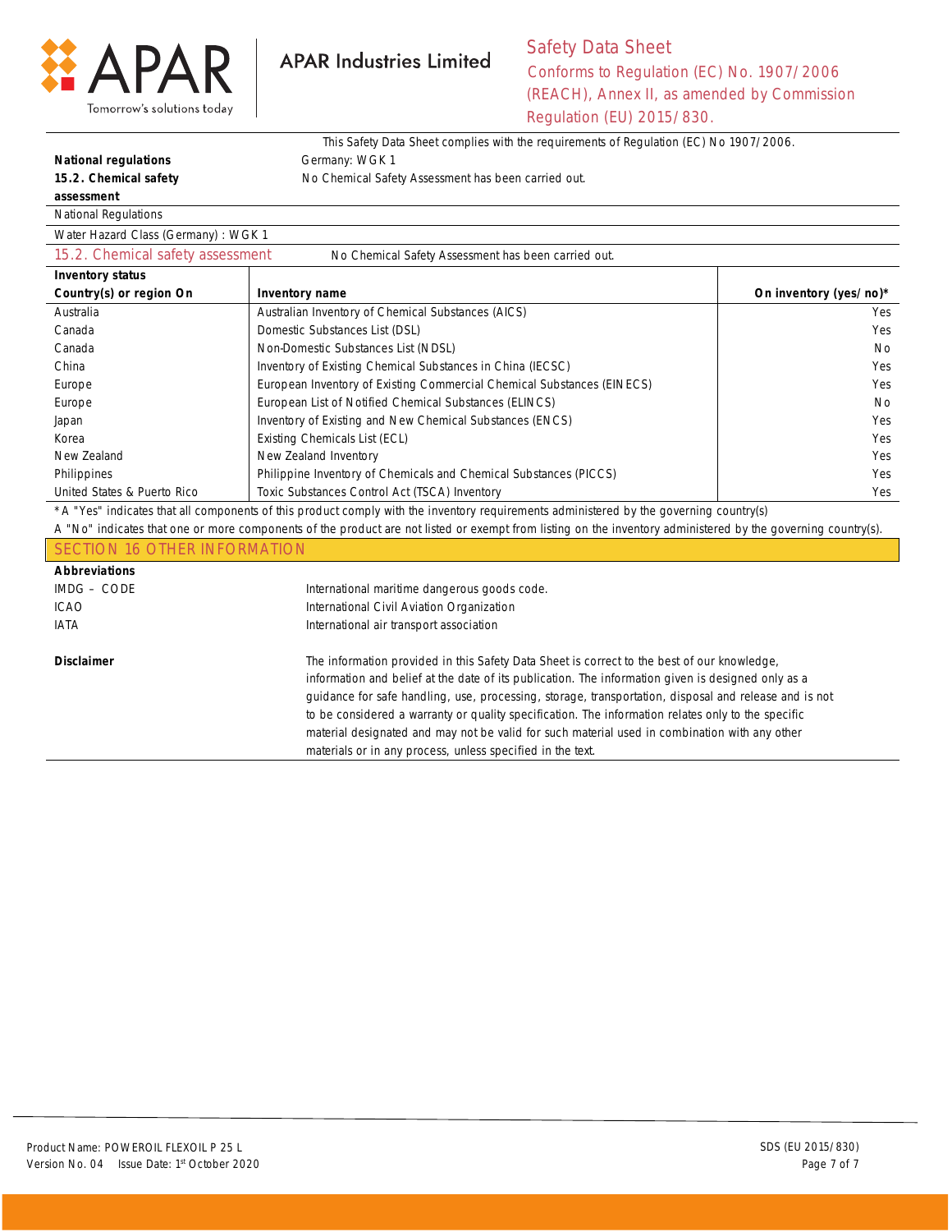This Safety Data Sheet complies with the requirements of Regulation (EC) No 1907/2006.

**National regulations** Germany: WGK 1

**15.2. Chemical safety assessment** No Chemical Safety Assessment has been carried out.

National Regulations

Water Hazard Class (Germany) : WGK 1

## 15.2. Chemical safety assessment

No Chemical Safety Assessment has been carried out.

**Inventory status**

| Country(s) or region On | Inventory name | On inventory (yes/no)* |
|---|---|---|
| Australia | Australian Inventory of Chemical Substances (AICS) | Yes |
| Canada | Domestic Substances List (DSL) | Yes |
| Canada | Non-Domestic Substances List (NDSL) | No |
| China | Inventory of Existing Chemical Substances in China (IECSC) | Yes |
| Europe | European Inventory of Existing Commercial Chemical Substances (EINECS) | Yes |
| Europe | European List of Notified Chemical Substances (ELINCS) | No |
| Japan | Inventory of Existing and New Chemical Substances (ENCS) | Yes |
| Korea | Existing Chemicals List (ECL) | Yes |
| New Zealand | New Zealand Inventory | Yes |
| Philippines | Philippine Inventory of Chemicals and Chemical Substances (PICCS) | Yes |
| United States & Puerto Rico | Toxic Substances Control Act (TSCA) Inventory | Yes |

*A "Yes" indicates that all components of this product comply with the inventory requirements administered by the governing country(s)

A "No" indicates that one or more components of the product are not listed or exempt from listing on the inventory administered by the governing country(s).

## SECTION 16 OTHER INFORMATION

**Abbreviations**

| | |
|---|---|
| IMDG – CODE | International maritime dangerous goods code. |
| ICAO | International Civil Aviation Organization |
| IATA | International air transport association |

**Disclaimer**

The information provided in this Safety Data Sheet is correct to the best of our knowledge, information and belief at the date of its publication. The information given is designed only as a guidance for safe handling, use, processing, storage, transportation, disposal and release and is not to be considered a warranty or quality specification. The information relates only to the specific material designated and may not be valid for such material used in combination with any other materials or in any process, unless specified in the text.